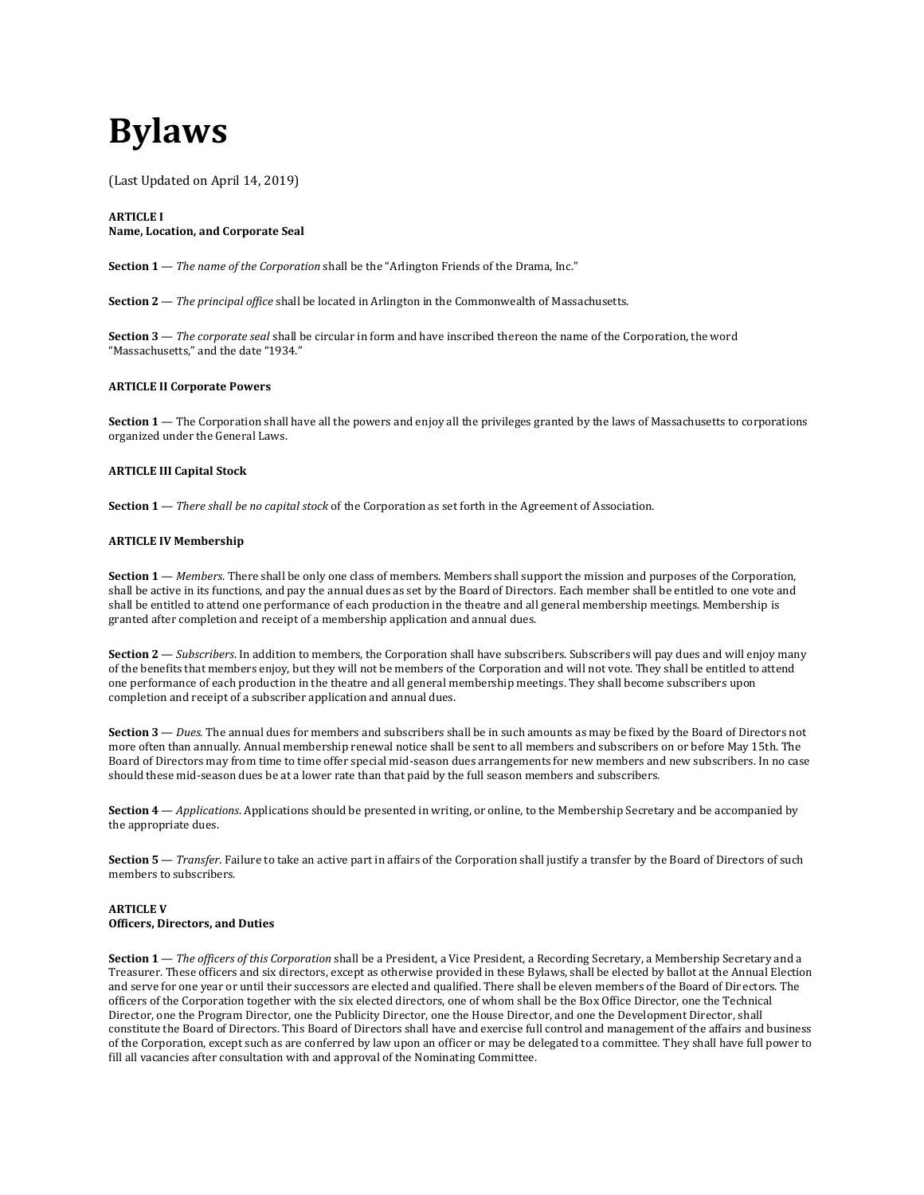# Bylaws

(Last Updated on April 14, 2019)

**ARTICLE I**
**Name, Location, and Corporate Seal**

**Section 1** — *The name of the Corporation* shall be the "Arlington Friends of the Drama, Inc."

**Section 2** — *The principal office* shall be located in Arlington in the Commonwealth of Massachusetts.

**Section 3** — *The corporate seal* shall be circular in form and have inscribed thereon the name of the Corporation, the word "Massachusetts," and the date "1934."

**ARTICLE II Corporate Powers**

**Section 1** — The Corporation shall have all the powers and enjoy all the privileges granted by the laws of Massachusetts to corporations organized under the General Laws.

**ARTICLE III Capital Stock**

**Section 1** — *There shall be no capital stock* of the Corporation as set forth in the Agreement of Association.

**ARTICLE IV Membership**

**Section 1** — *Members*. There shall be only one class of members. Members shall support the mission and purposes of the Corporation, shall be active in its functions, and pay the annual dues as set by the Board of Directors. Each member shall be entitled to one vote and shall be entitled to attend one performance of each production in the theatre and all general membership meetings. Membership is granted after completion and receipt of a membership application and annual dues.

**Section 2** — *Subscribers*. In addition to members, the Corporation shall have subscribers. Subscribers will pay dues and will enjoy many of the benefits that members enjoy, but they will not be members of the Corporation and will not vote. They shall be entitled to attend one performance of each production in the theatre and all general membership meetings. They shall become subscribers upon completion and receipt of a subscriber application and annual dues.

**Section 3** — *Dues*. The annual dues for members and subscribers shall be in such amounts as may be fixed by the Board of Directors not more often than annually. Annual membership renewal notice shall be sent to all members and subscribers on or before May 15th. The Board of Directors may from time to time offer special mid-season dues arrangements for new members and new subscribers. In no case should these mid-season dues be at a lower rate than that paid by the full season members and subscribers.

**Section 4** — *Applications*. Applications should be presented in writing, or online, to the Membership Secretary and be accompanied by the appropriate dues.

**Section 5** — *Transfer*. Failure to take an active part in affairs of the Corporation shall justify a transfer by the Board of Directors of such members to subscribers.

**ARTICLE V**
**Officers, Directors, and Duties**

**Section 1** — *The officers of this Corporation* shall be a President, a Vice President, a Recording Secretary, a Membership Secretary and a Treasurer. These officers and six directors, except as otherwise provided in these Bylaws, shall be elected by ballot at the Annual Election and serve for one year or until their successors are elected and qualified. There shall be eleven members of the Board of Directors. The officers of the Corporation together with the six elected directors, one of whom shall be the Box Office Director, one the Technical Director, one the Program Director, one the Publicity Director, one the House Director, and one the Development Director, shall constitute the Board of Directors. This Board of Directors shall have and exercise full control and management of the affairs and business of the Corporation, except such as are conferred by law upon an officer or may be delegated to a committee. They shall have full power to fill all vacancies after consultation with and approval of the Nominating Committee.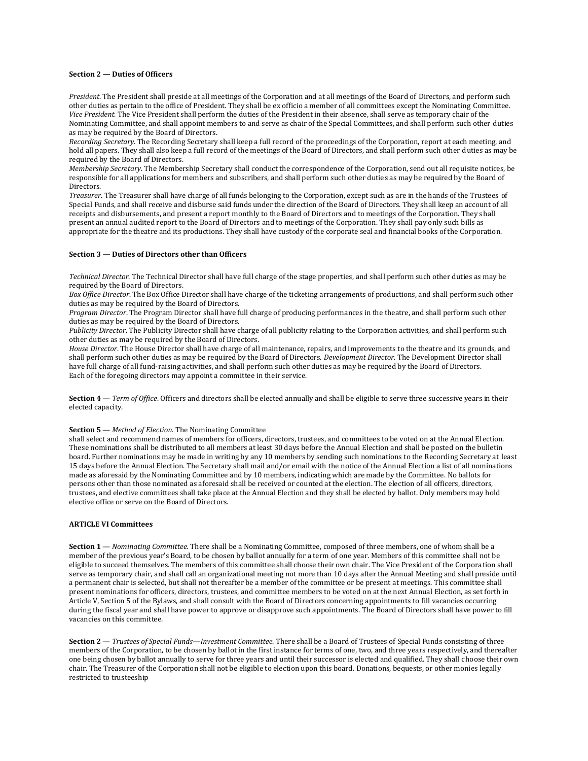**Section 2 — Duties of Officers**

*President*. The President shall preside at all meetings of the Corporation and at all meetings of the Board of Directors, and perform such other duties as pertain to the office of President. They shall be ex officio a member of all committees except the Nominating Committee.
*Vice President*. The Vice President shall perform the duties of the President in their absence, shall serve as temporary chair of the Nominating Committee, and shall appoint members to and serve as chair of the Special Committees, and shall perform such other duties as may be required by the Board of Directors.
*Recording Secretary*. The Recording Secretary shall keep a full record of the proceedings of the Corporation, report at each meeting, and hold all papers. They shall also keep a full record of the meetings of the Board of Directors, and shall perform such other duties as may be required by the Board of Directors.
*Membership Secretary*. The Membership Secretary shall conduct the correspondence of the Corporation, send out all requisite notices, be responsible for all applications for members and subscribers, and shall perform such other duties as may be required by the Board of Directors.
*Treasurer*. The Treasurer shall have charge of all funds belonging to the Corporation, except such as are in the hands of the Trustees of Special Funds, and shall receive and disburse said funds under the direction of the Board of Directors. They shall keep an account of all receipts and disbursements, and present a report monthly to the Board of Directors and to meetings of the Corporation. They shall present an annual audited report to the Board of Directors and to meetings of the Corporation. They shall pay only such bills as appropriate for the theatre and its productions. They shall have custody of the corporate seal and financial books of the Corporation.

**Section 3 — Duties of Directors other than Officers**

*Technical Director*. The Technical Director shall have full charge of the stage properties, and shall perform such other duties as may be required by the Board of Directors.
*Box Office Director*. The Box Office Director shall have charge of the ticketing arrangements of productions, and shall perform such other duties as may be required by the Board of Directors.
*Program Director*. The Program Director shall have full charge of producing performances in the theatre, and shall perform such other duties as may be required by the Board of Directors.
*Publicity Director*. The Publicity Director shall have charge of all publicity relating to the Corporation activities, and shall perform such other duties as may be required by the Board of Directors.
*House Director*. The House Director shall have charge of all maintenance, repairs, and improvements to the theatre and its grounds, and shall perform such other duties as may be required by the Board of Directors. *Development Director*. The Development Director shall have full charge of all fund-raising activities, and shall perform such other duties as may be required by the Board of Directors.
Each of the foregoing directors may appoint a committee in their service.

**Section 4** — *Term of Office*. Officers and directors shall be elected annually and shall be eligible to serve three successive years in their elected capacity.

**Section 5** — *Method of Election*. The Nominating Committee shall select and recommend names of members for officers, directors, trustees, and committees to be voted on at the Annual Election. These nominations shall be distributed to all members at least 30 days before the Annual Election and shall be posted on the bulletin board. Further nominations may be made in writing by any 10 members by sending such nominations to the Recording Secretary at least 15 days before the Annual Election. The Secretary shall mail and/or email with the notice of the Annual Election a list of all nominations made as aforesaid by the Nominating Committee and by 10 members, indicating which are made by the Committee. No ballots for persons other than those nominated as aforesaid shall be received or counted at the election. The election of all officers, directors, trustees, and elective committees shall take place at the Annual Election and they shall be elected by ballot. Only members may hold elective office or serve on the Board of Directors.

**ARTICLE VI Committees**

**Section 1** — *Nominating Committee*. There shall be a Nominating Committee, composed of three members, one of whom shall be a member of the previous year's Board, to be chosen by ballot annually for a term of one year. Members of this committee shall not be eligible to succeed themselves. The members of this committee shall choose their own chair. The Vice President of the Corporation shall serve as temporary chair, and shall call an organizational meeting not more than 10 days after the Annual Meeting and shall preside until a permanent chair is selected, but shall not thereafter be a member of the committee or be present at meetings. This committee shall present nominations for officers, directors, trustees, and committee members to be voted on at the next Annual Election, as set forth in Article V, Section 5 of the Bylaws, and shall consult with the Board of Directors concerning appointments to fill vacancies occurring during the fiscal year and shall have power to approve or disapprove such appointments. The Board of Directors shall have power to fill vacancies on this committee.

**Section 2** — *Trustees of Special Funds—Investment Committee*. There shall be a Board of Trustees of Special Funds consisting of three members of the Corporation, to be chosen by ballot in the first instance for terms of one, two, and three years respectively, and thereafter one being chosen by ballot annually to serve for three years and until their successor is elected and qualified. They shall choose their own chair. The Treasurer of the Corporation shall not be eligible to election upon this board. Donations, bequests, or other monies legally restricted to trusteeship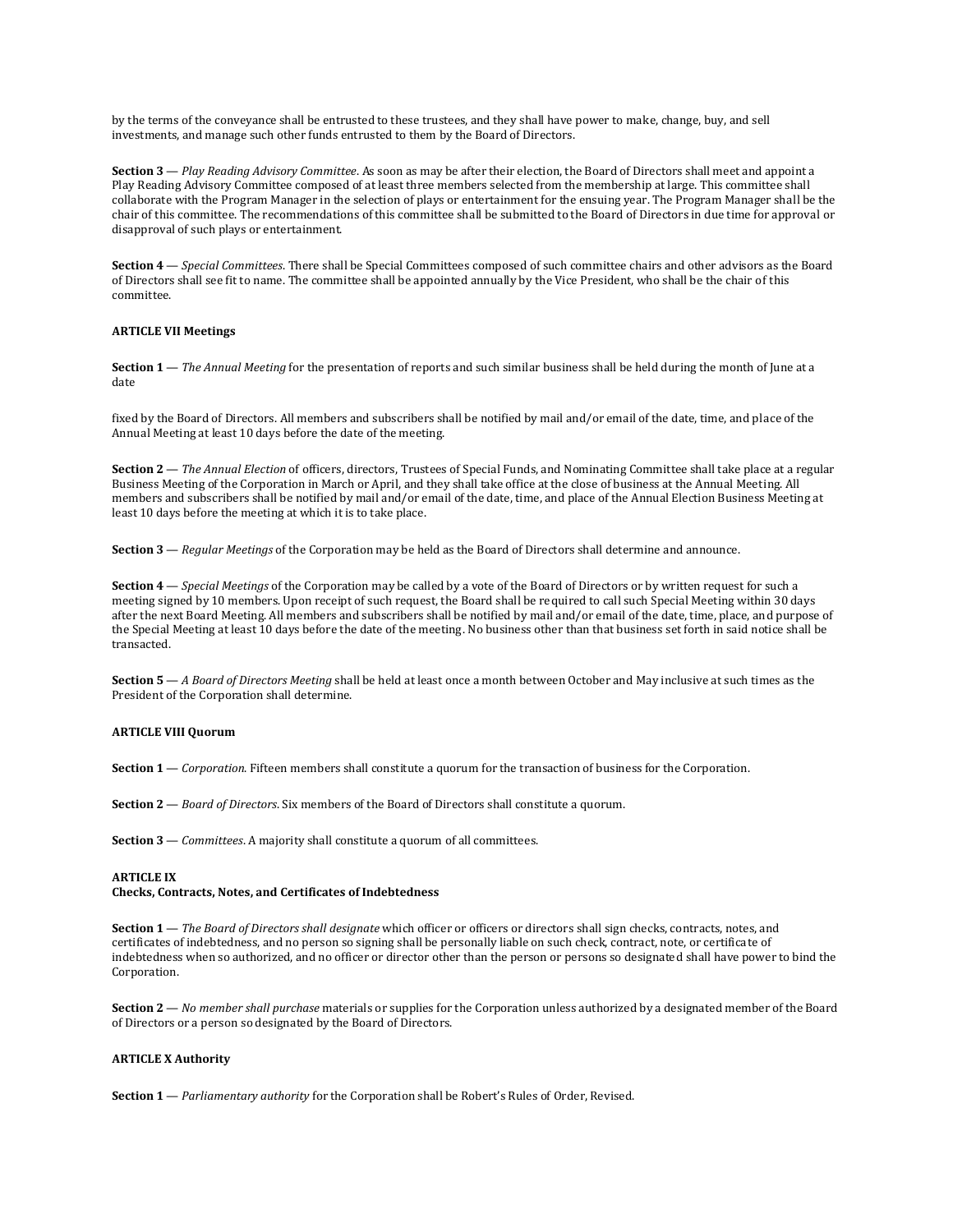by the terms of the conveyance shall be entrusted to these trustees, and they shall have power to make, change, buy, and sell investments, and manage such other funds entrusted to them by the Board of Directors.

**Section 3** — *Play Reading Advisory Committee*. As soon as may be after their election, the Board of Directors shall meet and appoint a Play Reading Advisory Committee composed of at least three members selected from the membership at large. This committee shall collaborate with the Program Manager in the selection of plays or entertainment for the ensuing year. The Program Manager shall be the chair of this committee. The recommendations of this committee shall be submitted to the Board of Directors in due time for approval or disapproval of such plays or entertainment.

**Section 4** — *Special Committees*. There shall be Special Committees composed of such committee chairs and other advisors as the Board of Directors shall see fit to name. The committee shall be appointed annually by the Vice President, who shall be the chair of this committee.

**ARTICLE VII Meetings**

**Section 1** — *The Annual Meeting* for the presentation of reports and such similar business shall be held during the month of June at a date

fixed by the Board of Directors. All members and subscribers shall be notified by mail and/or email of the date, time, and place of the Annual Meeting at least 10 days before the date of the meeting.

**Section 2** — *The Annual Election* of officers, directors, Trustees of Special Funds, and Nominating Committee shall take place at a regular Business Meeting of the Corporation in March or April, and they shall take office at the close of business at the Annual Meeting. All members and subscribers shall be notified by mail and/or email of the date, time, and place of the Annual Election Business Meeting at least 10 days before the meeting at which it is to take place.

**Section 3** — *Regular Meetings* of the Corporation may be held as the Board of Directors shall determine and announce.

**Section 4** — *Special Meetings* of the Corporation may be called by a vote of the Board of Directors or by written request for such a meeting signed by 10 members. Upon receipt of such request, the Board shall be required to call such Special Meeting within 30 days after the next Board Meeting. All members and subscribers shall be notified by mail and/or email of the date, time, place, and purpose of the Special Meeting at least 10 days before the date of the meeting. No business other than that business set forth in said notice shall be transacted.

**Section 5** — *A Board of Directors Meeting* shall be held at least once a month between October and May inclusive at such times as the President of the Corporation shall determine.

**ARTICLE VIII Quorum**

**Section 1** — *Corporation*. Fifteen members shall constitute a quorum for the transaction of business for the Corporation.

**Section 2** — *Board of Directors*. Six members of the Board of Directors shall constitute a quorum.

**Section 3** — *Committees*. A majority shall constitute a quorum of all committees.

**ARTICLE IX**
**Checks, Contracts, Notes, and Certificates of Indebtedness**

**Section 1** — *The Board of Directors shall designate* which officer or officers or directors shall sign checks, contracts, notes, and certificates of indebtedness, and no person so signing shall be personally liable on such check, contract, note, or certificate of indebtedness when so authorized, and no officer or director other than the person or persons so designated shall have power to bind the Corporation.

**Section 2** — *No member shall purchase* materials or supplies for the Corporation unless authorized by a designated member of the Board of Directors or a person so designated by the Board of Directors.

**ARTICLE X Authority**

**Section 1** — *Parliamentary authority* for the Corporation shall be Robert's Rules of Order, Revised.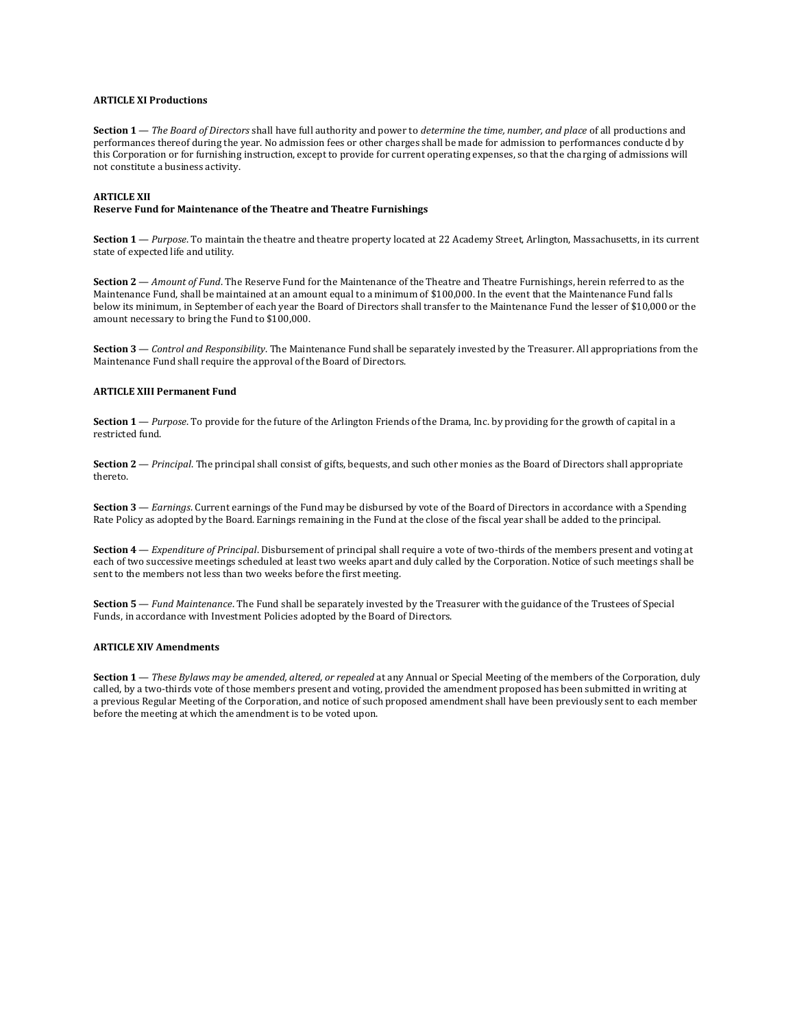**ARTICLE XI Productions**

**Section 1** — *The Board of Directors* shall have full authority and power to *determine the time, number, and place* of all productions and performances thereof during the year. No admission fees or other charges shall be made for admission to performances conducted by this Corporation or for furnishing instruction, except to provide for current operating expenses, so that the charging of admissions will not constitute a business activity.

**ARTICLE XII**
**Reserve Fund for Maintenance of the Theatre and Theatre Furnishings**

**Section 1** — *Purpose*. To maintain the theatre and theatre property located at 22 Academy Street, Arlington, Massachusetts, in its current state of expected life and utility.

**Section 2** — *Amount of Fund*. The Reserve Fund for the Maintenance of the Theatre and Theatre Furnishings, herein referred to as the Maintenance Fund, shall be maintained at an amount equal to a minimum of $100,000. In the event that the Maintenance Fund falls below its minimum, in September of each year the Board of Directors shall transfer to the Maintenance Fund the lesser of $10,000 or the amount necessary to bring the Fund to $100,000.

**Section 3** — *Control and Responsibility*. The Maintenance Fund shall be separately invested by the Treasurer. All appropriations from the Maintenance Fund shall require the approval of the Board of Directors.

**ARTICLE XIII Permanent Fund**

**Section 1** — *Purpose*. To provide for the future of the Arlington Friends of the Drama, Inc. by providing for the growth of capital in a restricted fund.

**Section 2** — *Principal*. The principal shall consist of gifts, bequests, and such other monies as the Board of Directors shall appropriate thereto.

**Section 3** — *Earnings*. Current earnings of the Fund may be disbursed by vote of the Board of Directors in accordance with a Spending Rate Policy as adopted by the Board. Earnings remaining in the Fund at the close of the fiscal year shall be added to the principal.

**Section 4** — *Expenditure of Principal*. Disbursement of principal shall require a vote of two-thirds of the members present and voting at each of two successive meetings scheduled at least two weeks apart and duly called by the Corporation. Notice of such meetings shall be sent to the members not less than two weeks before the first meeting.

**Section 5** — *Fund Maintenance*. The Fund shall be separately invested by the Treasurer with the guidance of the Trustees of Special Funds, in accordance with Investment Policies adopted by the Board of Directors.

**ARTICLE XIV Amendments**

**Section 1** — *These Bylaws may be amended, altered, or repealed* at any Annual or Special Meeting of the members of the Corporation, duly called, by a two-thirds vote of those members present and voting, provided the amendment proposed has been submitted in writing at a previous Regular Meeting of the Corporation, and notice of such proposed amendment shall have been previously sent to each member before the meeting at which the amendment is to be voted upon.